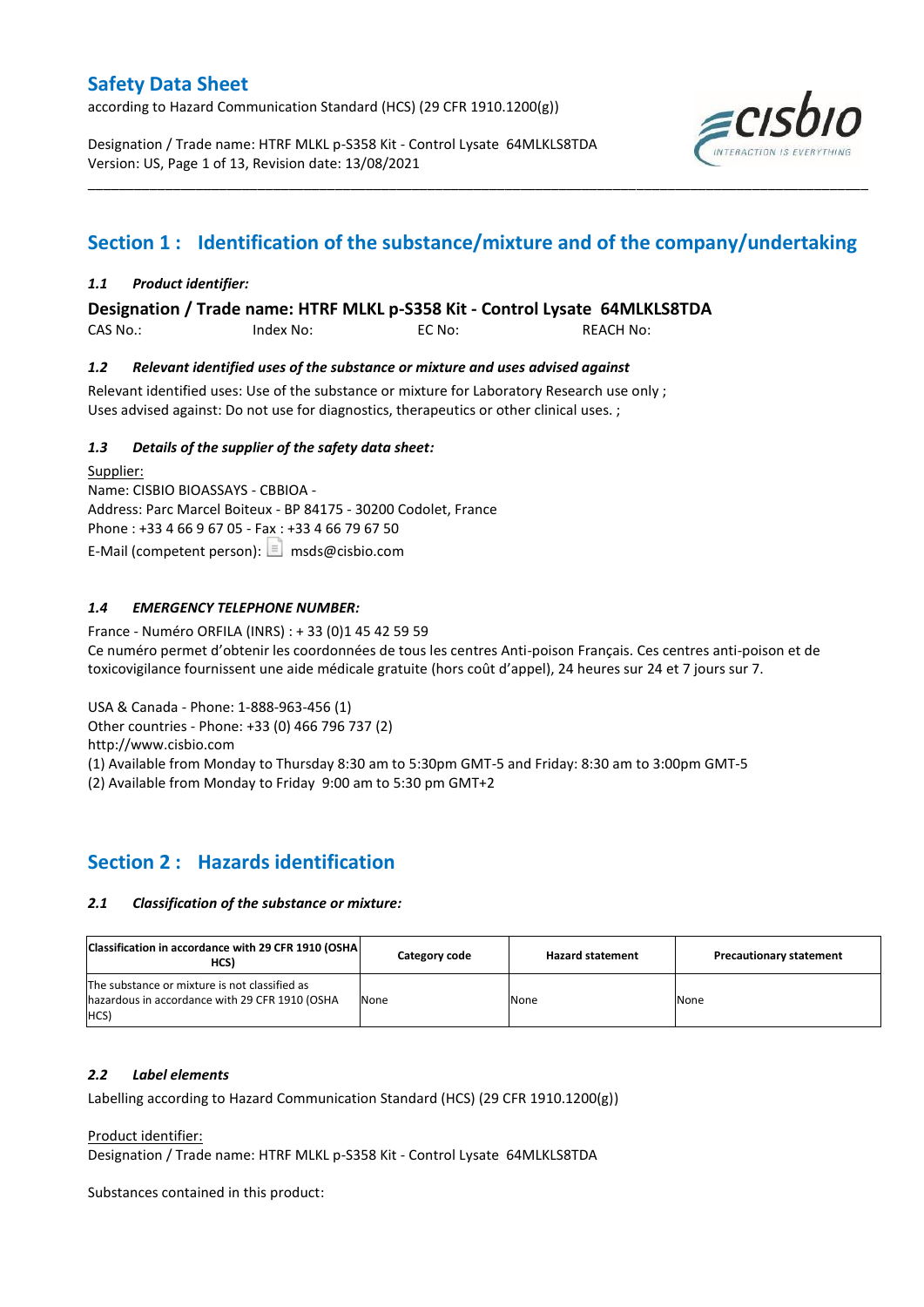# Safety Data Sheet

according to Hazard Communication Standard (HCS) (29 CFR 1910.1200(g))

Designation / Trade name: HTRF MLKL p-S358 Kit - Control Lysate 64MLKLS8TDA
Version: US, Page 1 of 13, Revision date: 13/08/2021

## Section 1 : Identification of the substance/mixture and of the company/undertaking

### *1.1 Product identifier:*

**Designation / Trade name: HTRF MLKL p-S358 Kit - Control Lysate 64MLKLS8TDA**

CAS No.: Index No: EC No: REACH No:

### *1.2 Relevant identified uses of the substance or mixture and uses advised against*

Relevant identified uses: Use of the substance or mixture for Laboratory Research use only ;
Uses advised against: Do not use for diagnostics, therapeutics or other clinical uses. ;

### *1.3 Details of the supplier of the safety data sheet:*

Supplier:
Name: CISBIO BIOASSAYS - CBBIOA -
Address: Parc Marcel Boiteux - BP 84175 - 30200 Codolet, France
Phone : +33 4 66 9 67 05 - Fax : +33 4 66 79 67 50
E-Mail (competent person): msds@cisbio.com

### *1.4 EMERGENCY TELEPHONE NUMBER:*

France - Numéro ORFILA (INRS) : + 33 (0)1 45 42 59 59
Ce numéro permet d'obtenir les coordonnées de tous les centres Anti-poison Français. Ces centres anti-poison et de toxicovigilance fournissent une aide médicale gratuite (hors coût d'appel), 24 heures sur 24 et 7 jours sur 7.

USA & Canada - Phone: 1-888-963-456 (1)
Other countries - Phone: +33 (0) 466 796 737 (2)
http://www.cisbio.com
(1) Available from Monday to Thursday 8:30 am to 5:30pm GMT-5 and Friday: 8:30 am to 3:00pm GMT-5
(2) Available from Monday to Friday 9:00 am to 5:30 pm GMT+2

## Section 2 : Hazards identification

### *2.1 Classification of the substance or mixture:*

| Classification in accordance with 29 CFR 1910 (OSHA HCS) | Category code | Hazard statement | Precautionary statement |
|---|---|---|---|
| The substance or mixture is not classified as hazardous in accordance with 29 CFR 1910 (OSHA HCS) | None | None | None |

### *2.2 Label elements*

Labelling according to Hazard Communication Standard (HCS) (29 CFR 1910.1200(g))

Product identifier:
Designation / Trade name: HTRF MLKL p-S358 Kit - Control Lysate 64MLKLS8TDA

Substances contained in this product: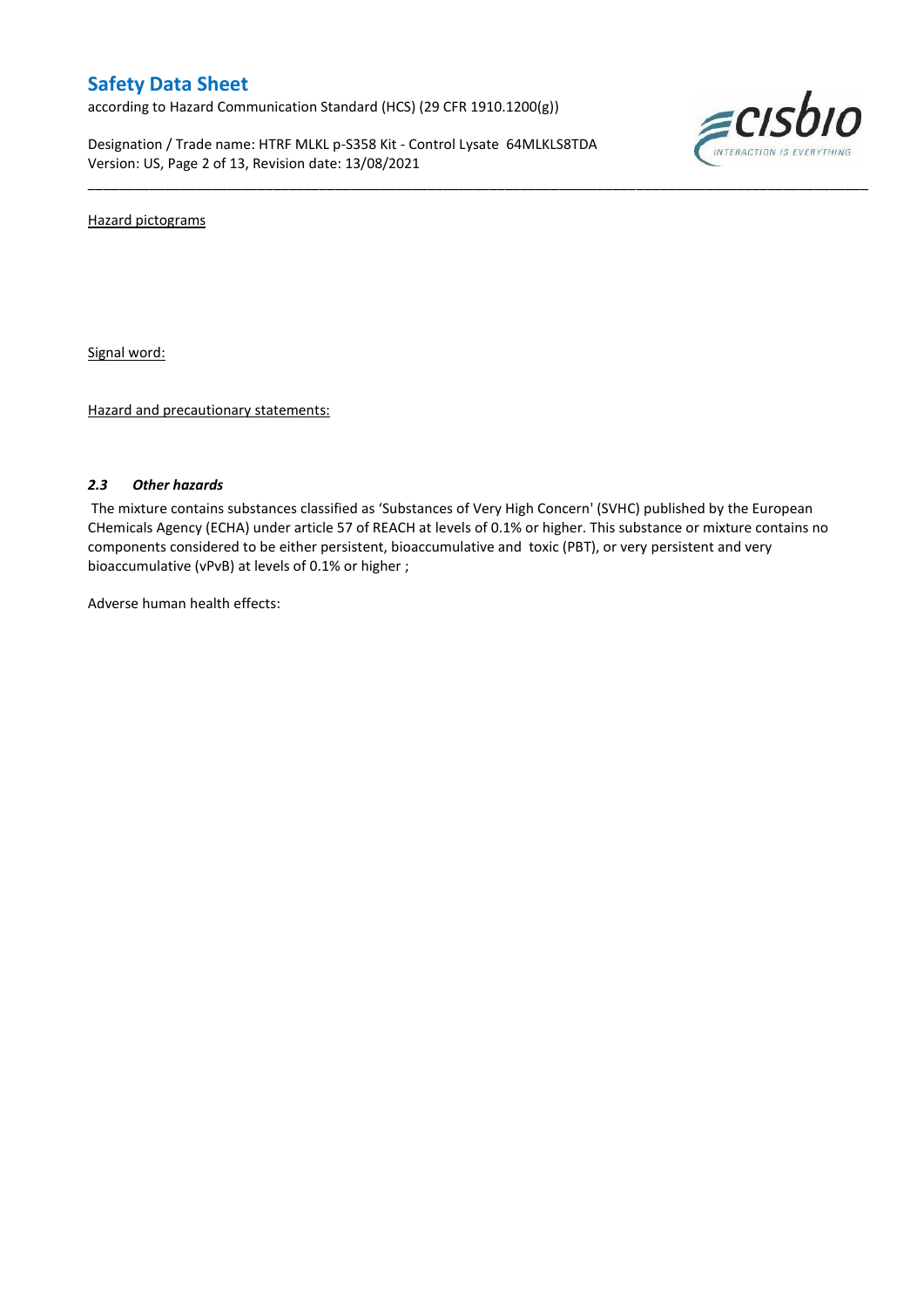Hazard pictograms

Signal word:

Hazard and precautionary statements:

### *2.3 Other hazards*

The mixture contains substances classified as 'Substances of Very High Concern' (SVHC) published by the European CHemicals Agency (ECHA) under article 57 of REACH at levels of 0.1% or higher. This substance or mixture contains no components considered to be either persistent, bioaccumulative and toxic (PBT), or very persistent and very bioaccumulative (vPvB) at levels of 0.1% or higher ;

Adverse human health effects: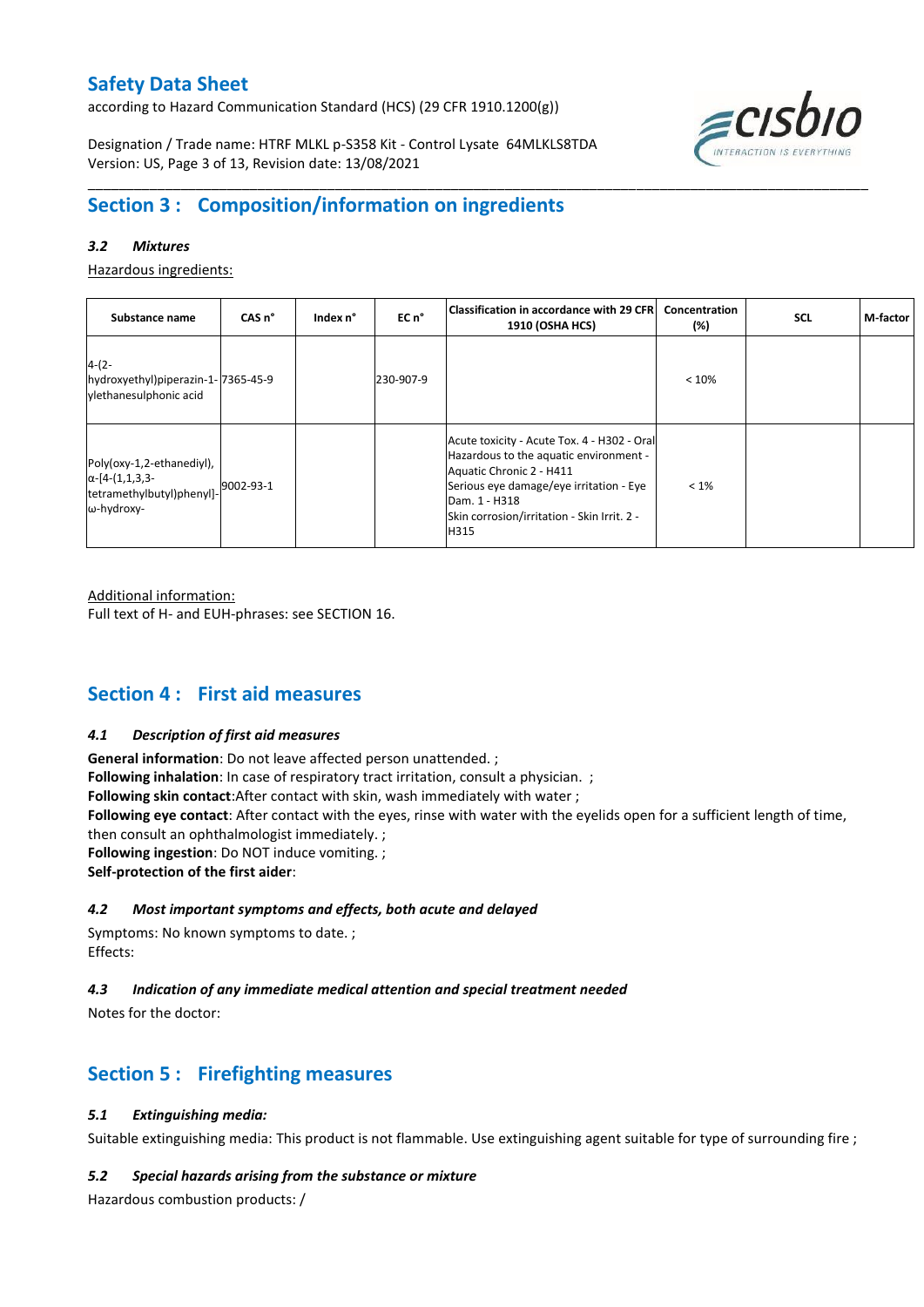## Section 3 : Composition/information on ingredients

### *3.2 Mixtures*

Hazardous ingredients:

| Substance name | CAS n° | Index n° | EC n° | Classification in accordance with 29 CFR 1910 (OSHA HCS) | Concentration (%) | SCL | M-factor |
|---|---|---|---|---|---|---|---|
| 4-(2-hydroxyethyl)piperazin-1-ylethanesulphonic acid | 7365-45-9 | | 230-907-9 | | < 10% | | |
| Poly(oxy-1,2-ethanediyl), α-[4-(1,1,3,3-tetramethylbutyl)phenyl]-ω-hydroxy- | 9002-93-1 | | | Acute toxicity - Acute Tox. 4 - H302 - Oral<br>Hazardous to the aquatic environment - Aquatic Chronic 2 - H411<br>Serious eye damage/eye irritation - Eye Dam. 1 - H318<br>Skin corrosion/irritation - Skin Irrit. 2 - H315 | < 1% | | |

Additional information:
Full text of H- and EUH-phrases: see SECTION 16.

## Section 4 : First aid measures

### *4.1 Description of first aid measures*

**General information**: Do not leave affected person unattended. ;
**Following inhalation**: In case of respiratory tract irritation, consult a physician. ;
**Following skin contact**:After contact with skin, wash immediately with water ;
**Following eye contact**: After contact with the eyes, rinse with water with the eyelids open for a sufficient length of time, then consult an ophthalmologist immediately. ;
**Following ingestion**: Do NOT induce vomiting. ;
**Self-protection of the first aider**:

### *4.2 Most important symptoms and effects, both acute and delayed*

Symptoms: No known symptoms to date. ;
Effects:

### *4.3 Indication of any immediate medical attention and special treatment needed*

Notes for the doctor:

## Section 5 : Firefighting measures

### *5.1 Extinguishing media:*

Suitable extinguishing media: This product is not flammable. Use extinguishing agent suitable for type of surrounding fire ;

### *5.2 Special hazards arising from the substance or mixture*

Hazardous combustion products: /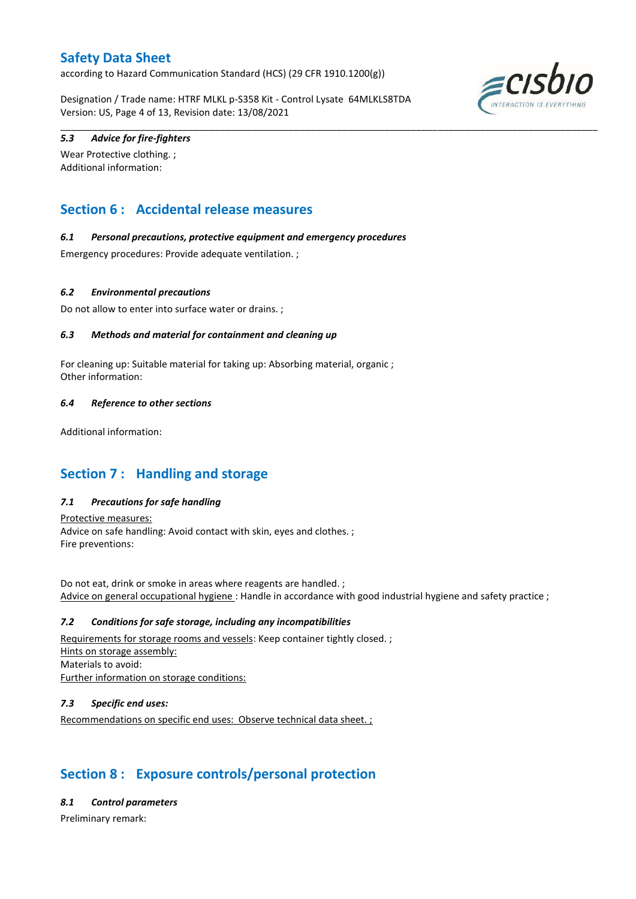### 5.3 Advice for fire-fighters

Wear Protective clothing. ;
Additional information:

## Section 6 : Accidental release measures

### 6.1 Personal precautions, protective equipment and emergency procedures

Emergency procedures: Provide adequate ventilation. ;

### 6.2 Environmental precautions

Do not allow to enter into surface water or drains. ;

### 6.3 Methods and material for containment and cleaning up

For cleaning up: Suitable material for taking up: Absorbing material, organic ;
Other information:

### 6.4 Reference to other sections

Additional information:

## Section 7 : Handling and storage

### 7.1 Precautions for safe handling

Protective measures:
Advice on safe handling: Avoid contact with skin, eyes and clothes. ;
Fire preventions:

Do not eat, drink or smoke in areas where reagents are handled. ;
Advice on general occupational hygiene : Handle in accordance with good industrial hygiene and safety practice ;

### 7.2 Conditions for safe storage, including any incompatibilities

Requirements for storage rooms and vessels: Keep container tightly closed. ;
Hints on storage assembly:
Materials to avoid:
Further information on storage conditions:

### 7.3 Specific end uses:

Recommendations on specific end uses: Observe technical data sheet. ;

## Section 8 : Exposure controls/personal protection

### 8.1 Control parameters

Preliminary remark: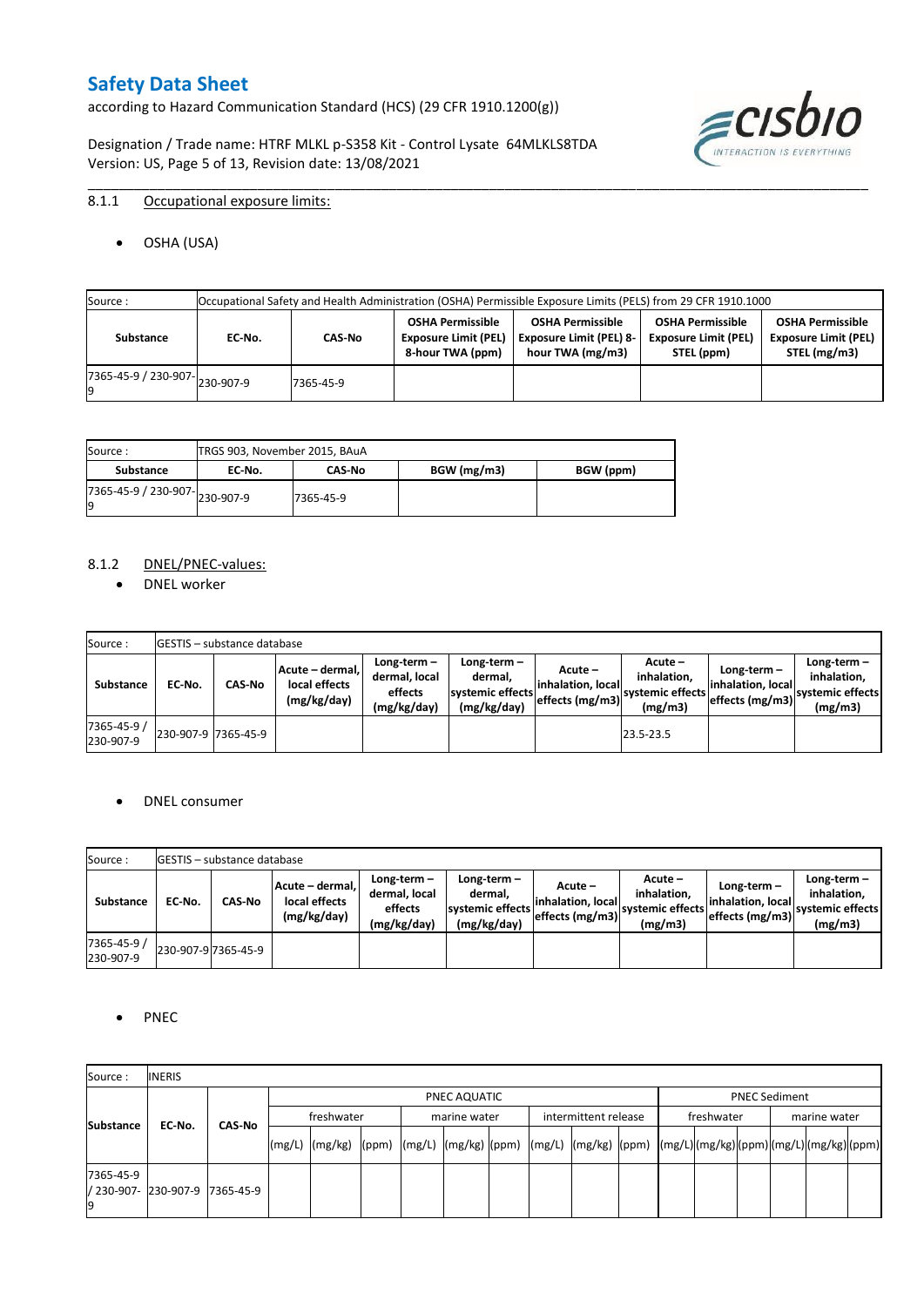## 8.1.1 Occupational exposure limits:

- OSHA (USA)

| Source : | Occupational Safety and Health Administration (OSHA) Permissible Exposure Limits (PELS) from 29 CFR 1910.1000 | | | | | |
|---|---|---|---|---|---|---|
| **Substance** | **EC-No.** | **CAS-No** | **OSHA Permissible Exposure Limit (PEL) 8-hour TWA (ppm)** | **OSHA Permissible Exposure Limit (PEL) 8-hour TWA (mg/m3)** | **OSHA Permissible Exposure Limit (PEL) STEL (ppm)** | **OSHA Permissible Exposure Limit (PEL) STEL (mg/m3)** |
| 7365-45-9 / 230-907-9 | 230-907-9 | 7365-45-9 | | | | |

| Source : | TRGS 903, November 2015, BAuA | | | |
|---|---|---|---|---|
| **Substance** | **EC-No.** | **CAS-No** | **BGW (mg/m3)** | **BGW (ppm)** |
| 7365-45-9 / 230-907-9 | 230-907-9 | 7365-45-9 | | |

## 8.1.2 DNEL/PNEC-values:

- DNEL worker

| Source : | GESTIS – substance database | | | | | | | | | |
|---|---|---|---|---|---|---|---|---|---|---|
| **Substance** | **EC-No.** | **CAS-No** | **Acute – dermal, local effects (mg/kg/day)** | **Long-term – dermal, local effects (mg/kg/day)** | **Long-term – dermal, systemic effects (mg/kg/day)** | **Acute – inhalation, local effects (mg/m3)** | **Acute – inhalation, systemic effects (mg/m3)** | **Long-term – inhalation, local effects (mg/m3)** | **Long-term – inhalation, systemic effects (mg/m3)** |
| 7365-45-9 / 230-907-9 | 230-907-9 | 7365-45-9 | | | | | 23.5-23.5 | | |

- DNEL consumer

| Source : | GESTIS – substance database | | | | | | | | |
|---|---|---|---|---|---|---|---|---|---|
| **Substance** | **EC-No.** | **CAS-No** | **Acute – dermal, local effects (mg/kg/day)** | **Long-term – dermal, local effects (mg/kg/day)** | **Long-term – dermal, systemic effects (mg/kg/day)** | **Acute – inhalation, local effects (mg/m3)** | **Acute – inhalation, systemic effects (mg/m3)** | **Long-term – inhalation, local effects (mg/m3)** | **Long-term – inhalation, systemic effects (mg/m3)** |
| 7365-45-9 / 230-907-9 | 230-907-9 | 7365-45-9 | | | | | | | |

- PNEC

| Source : | INERIS | | | | | | | | | | | | | | | | | | | | |
|---|---|---|---|---|---|---|---|---|---|---|---|---|---|---|---|---|---|---|---|---|---|
| **Substance** | **EC-No.** | **CAS-No** | PNEC AQUATIC | | | | | | | | | PNEC Sediment | | | | | |
| | | | freshwater | | | marine water | | | intermittent release | | | freshwater | | | marine water | | |
| | | | (mg/L) | (mg/kg) | (ppm) | (mg/L) | (mg/kg) | (ppm) | (mg/L) | (mg/kg) | (ppm) | (mg/L) | (mg/kg) | (ppm) | (mg/L) | (mg/kg) | (ppm) |
| 7365-45-9 / 230-907-9 | 230-907-9 | 7365-45-9 | | | | | | | | | | | | | | | |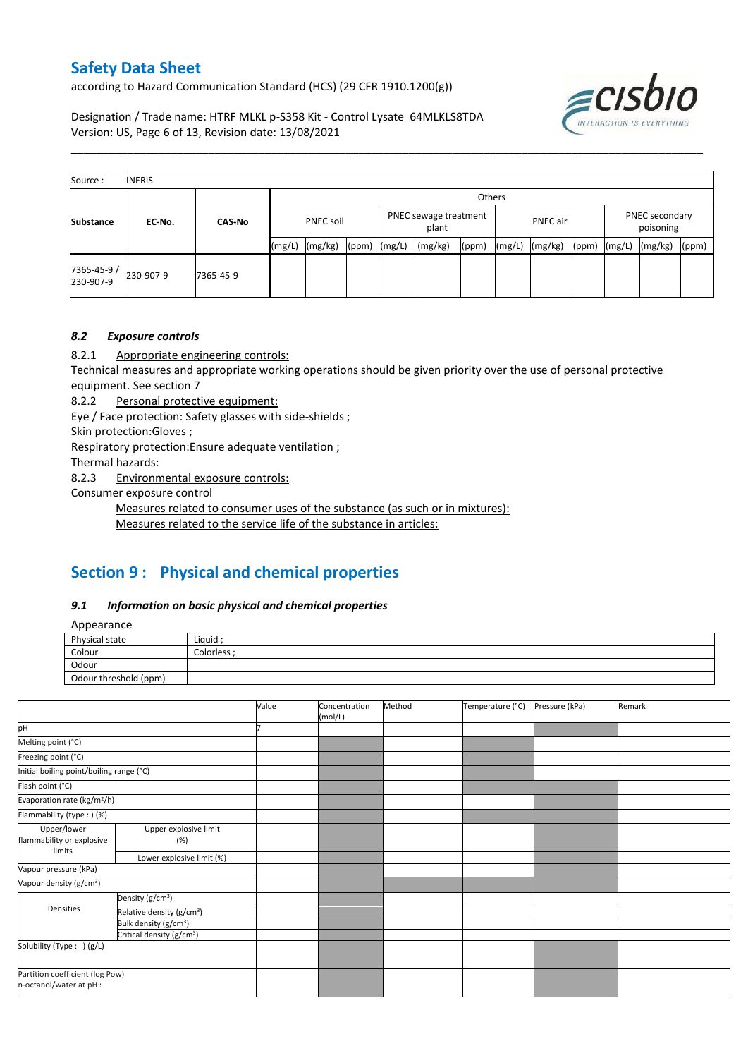| Source : | INERIS | | | | | | | | | | | | | | |
|---|---|---|---|---|---|---|---|---|---|---|---|---|---|---|---|
| | | | Others | | | | | | | | | | | | |
| **Substance** | **EC-No.** | **CAS-No** | PNEC soil | | | PNEC sewage treatment plant | | | PNEC air | | | PNEC secondary poisoning | | | |
| | | | (mg/L) | (mg/kg) | (ppm) | (mg/L) | (mg/kg) | (ppm) | (mg/L) | (mg/kg) | (ppm) | (mg/L) | (mg/kg) | (ppm) | |
| 7365-45-9 / 230-907-9 | 230-907-9 | 7365-45-9 | | | | | | | | | | | | | |

### *8.2 Exposure controls*

8.2.1 Appropriate engineering controls:

Technical measures and appropriate working operations should be given priority over the use of personal protective equipment. See section 7

8.2.2 Personal protective equipment:

Eye / Face protection: Safety glasses with side-shields ;

Skin protection:Gloves ;

Respiratory protection:Ensure adequate ventilation ;

Thermal hazards:

8.2.3 Environmental exposure controls:

Consumer exposure control

Measures related to consumer uses of the substance (as such or in mixtures):

Measures related to the service life of the substance in articles:

## Section 9 : Physical and chemical properties

### *9.1 Information on basic physical and chemical properties*

Appearance

| Physical state | Liquid ; |
|---|---|
| Colour | Colorless ; |
| Odour | |
| Odour threshold (ppm) | |

| | | Value | Concentration (mol/L) | Method | Temperature (°C) | Pressure (kPa) | Remark |
|---|---|---|---|---|---|---|---|
| pH | | 7 | | | | | |
| Melting point (°C) | | | | | | | |
| Freezing point (°C) | | | | | | | |
| Initial boiling point/boiling range (°C) | | | | | | | |
| Flash point (°C) | | | | | | | |
| Evaporation rate (kg/m²/h) | | | | | | | |
| Flammability (type : ) (%) | | | | | | | |
| Upper/lower flammability or explosive limits | Upper explosive limit (%) | | | | | | |
| | Lower explosive limit (%) | | | | | | |
| Vapour pressure (kPa) | | | | | | | |
| Vapour density (g/cm³) | | | | | | | |
| Densities | Density (g/cm³) | | | | | | |
| | Relative density (g/cm³) | | | | | | |
| | Bulk density (g/cm³) | | | | | | |
| | Critical density (g/cm³) | | | | | | |
| Solubility (Type : ) (g/L) | | | | | | | |
| Partition coefficient (log Pow) n-octanol/water at pH : | | | | | | | |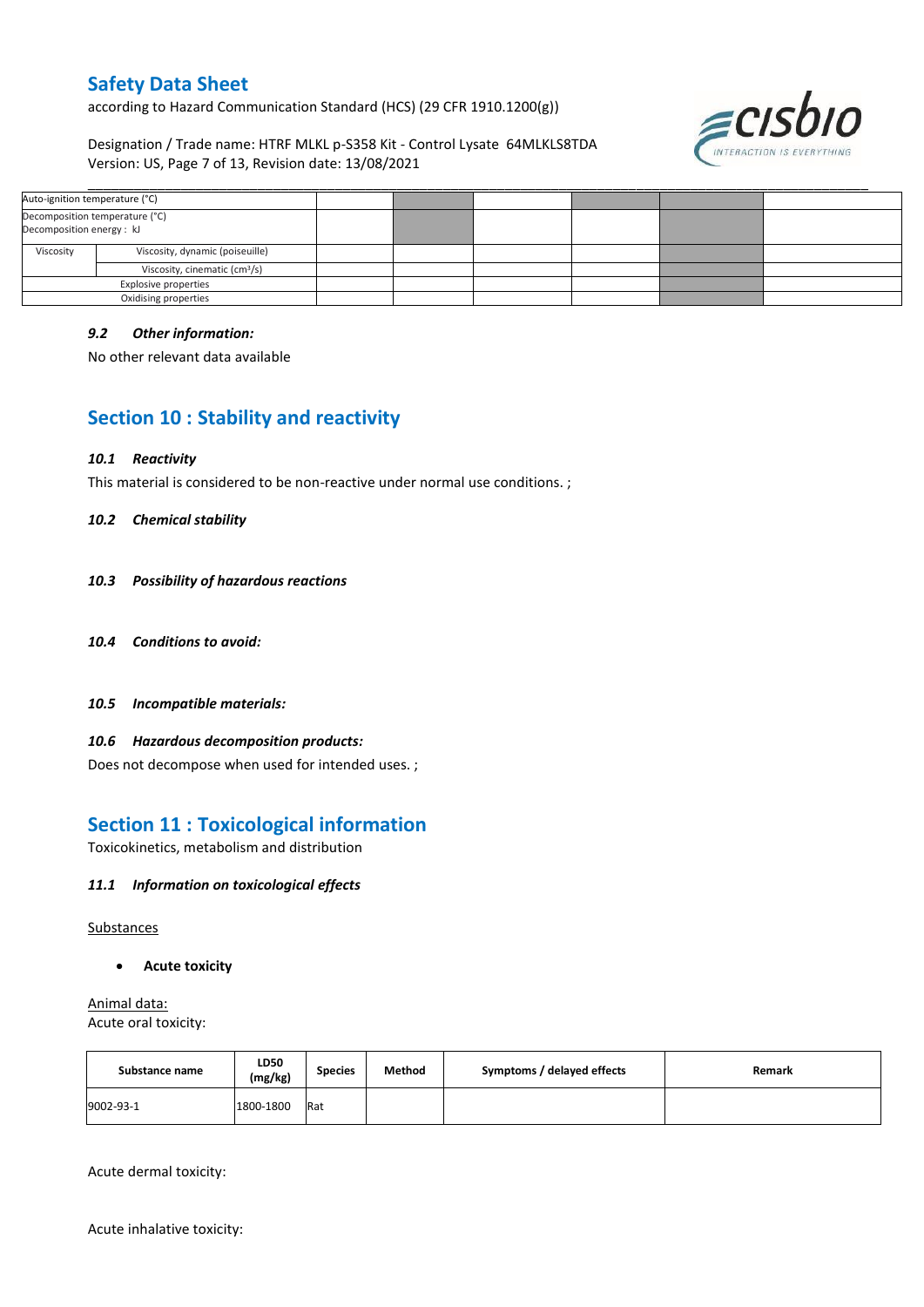| Auto-ignition temperature (°C) | | | | | | | |
|---|---|---|---|---|---|---|---|
| Decomposition temperature (°C) Decomposition energy : kJ | | | | | | | |
| Viscosity | Viscosity, dynamic (poiseuille) | | | | | | |
| | Viscosity, cinematic (cm³/s) | | | | | | |
| Explosive properties | | | | | | | |
| Oxidising properties | | | | | | | |

### *9.2 Other information:*

No other relevant data available

## Section 10 : Stability and reactivity

### *10.1 Reactivity*

This material is considered to be non-reactive under normal use conditions. ;

### *10.2 Chemical stability*

### *10.3 Possibility of hazardous reactions*

### *10.4 Conditions to avoid:*

### *10.5 Incompatible materials:*

### *10.6 Hazardous decomposition products:*

Does not decompose when used for intended uses. ;

## Section 11 : Toxicological information

Toxicokinetics, metabolism and distribution

### *11.1 Information on toxicological effects*

Substances

- **Acute toxicity**

Animal data:
Acute oral toxicity:

| Substance name | LD50 (mg/kg) | Species | Method | Symptoms / delayed effects | Remark |
|---|---|---|---|---|---|
| 9002-93-1 | 1800-1800 | Rat | | | |

Acute dermal toxicity:

Acute inhalative toxicity: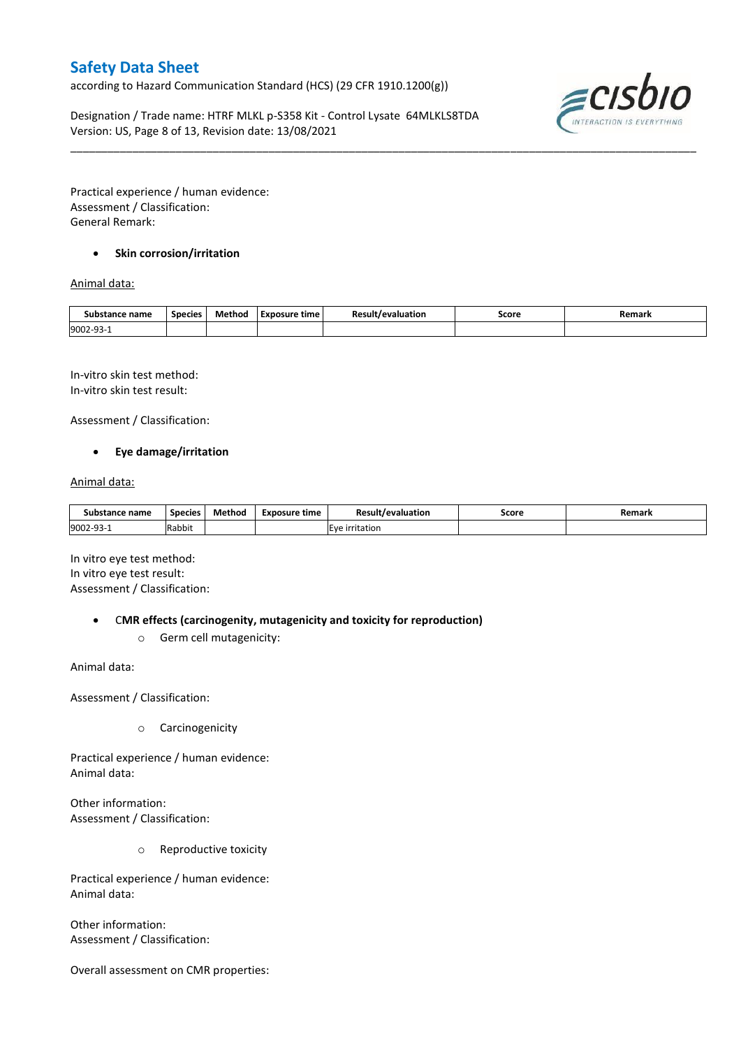Practical experience / human evidence:
Assessment / Classification:
General Remark:

- **Skin corrosion/irritation**

Animal data:

| Substance name | Species | Method | Exposure time | Result/evaluation | Score | Remark |
|---|---|---|---|---|---|---|
| 9002-93-1 | | | | | | |

In-vitro skin test method:
In-vitro skin test result:

Assessment / Classification:

- **Eye damage/irritation**

Animal data:

| Substance name | Species | Method | Exposure time | Result/evaluation | Score | Remark |
|---|---|---|---|---|---|---|
| 9002-93-1 | Rabbit | | | Eye irritation | | |

In vitro eye test method:
In vitro eye test result:
Assessment / Classification:

- **CMR effects (carcinogenity, mutagenicity and toxicity for reproduction)**
  - Germ cell mutagenicity:

Animal data:

Assessment / Classification:

  - Carcinogenicity

Practical experience / human evidence:
Animal data:

Other information:
Assessment / Classification:

  - Reproductive toxicity

Practical experience / human evidence:
Animal data:

Other information:
Assessment / Classification:

Overall assessment on CMR properties: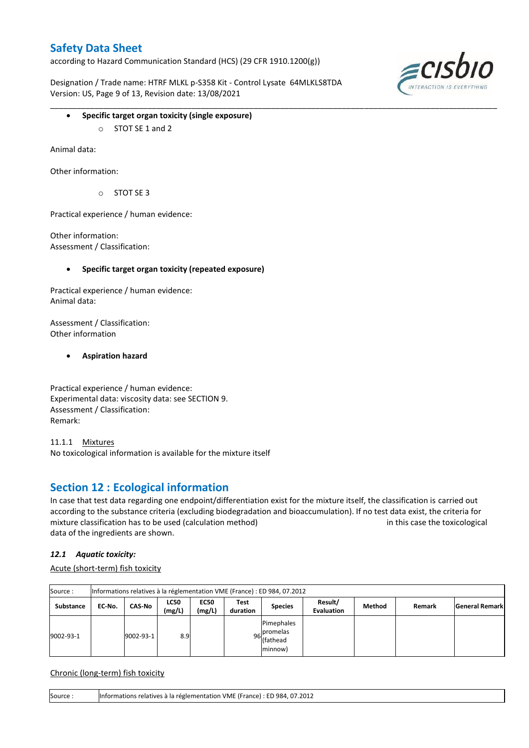- **Specific target organ toxicity (single exposure)**
  - STOT SE 1 and 2

Animal data:

Other information:

  - STOT SE 3

Practical experience / human evidence:

Other information:
Assessment / Classification:

- **Specific target organ toxicity (repeated exposure)**

Practical experience / human evidence:
Animal data:

Assessment / Classification:
Other information

- **Aspiration hazard**

Practical experience / human evidence:
Experimental data: viscosity data: see SECTION 9.
Assessment / Classification:
Remark:

11.1.1 Mixtures
No toxicological information is available for the mixture itself

## Section 12 : Ecological information

In case that test data regarding one endpoint/differentiation exist for the mixture itself, the classification is carried out according to the substance criteria (excluding biodegradation and bioaccumulation). If no test data exist, the criteria for mixture classification has to be used (calculation method) in this case the toxicological data of the ingredients are shown.

### *12.1 Aquatic toxicity:*

Acute (short-term) fish toxicity

| Source : | Informations relatives à la réglementation VME (France) : ED 984, 07.2012 | | | | | | | | | |
|---|---|---|---|---|---|---|---|---|---|---|
| **Substance** | **EC-No.** | **CAS-No** | **LC50 (mg/L)** | **EC50 (mg/L)** | **Test duration** | **Species** | **Result/ Evaluation** | **Method** | **Remark** | **General Remark** |
| 9002-93-1 | | 9002-93-1 | 8.9 | | 96 | Pimephales promelas (fathead minnow) | | | | |

Chronic (long-term) fish toxicity

| Source : | Informations relatives à la réglementation VME (France) : ED 984, 07.2012 |
|---|---|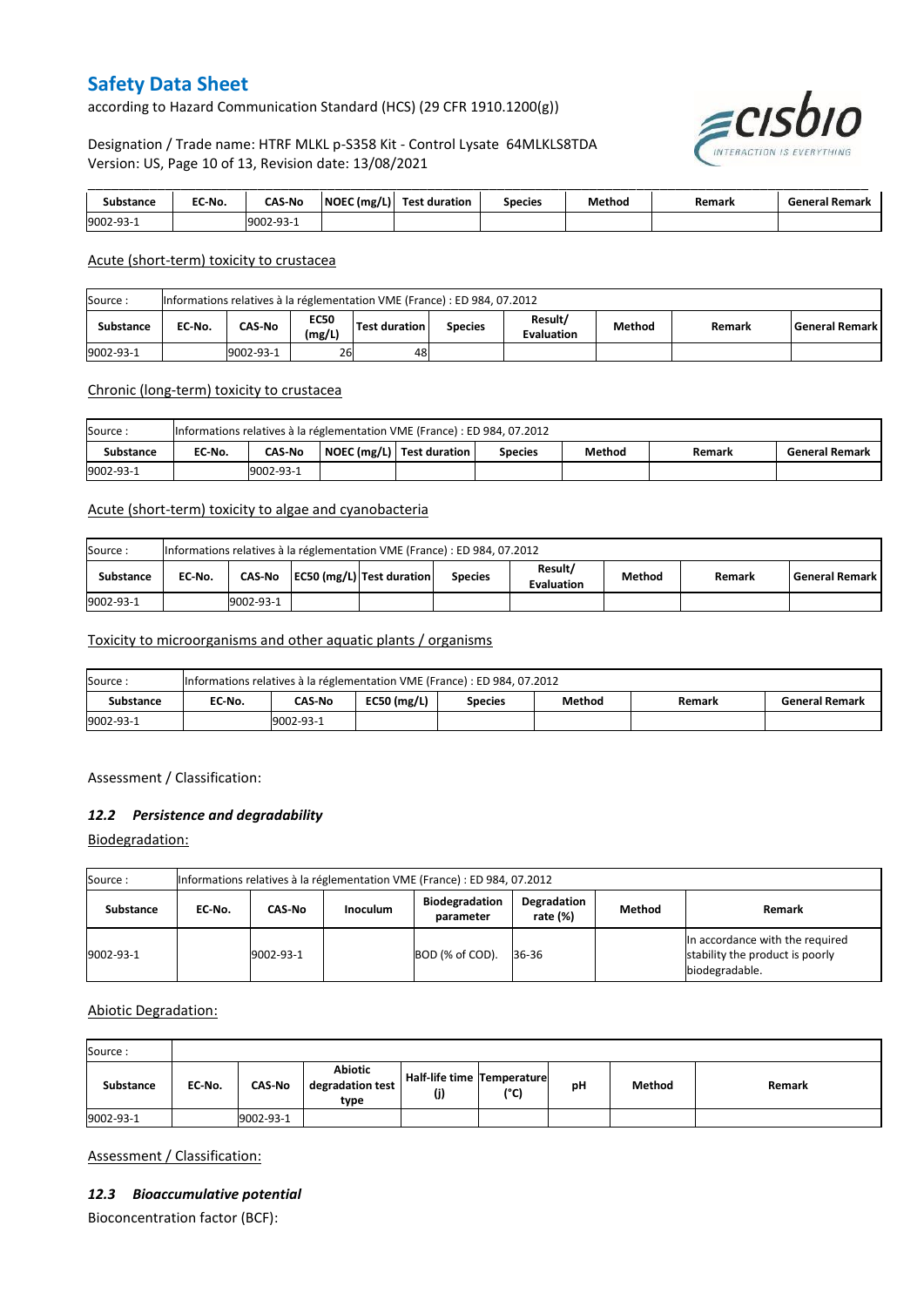| Substance | EC-No. | CAS-No | NOEC (mg/L) | Test duration | Species | Method | Remark | General Remark |
|---|---|---|---|---|---|---|---|---|
| 9002-93-1 | | 9002-93-1 | | | | | | |

Acute (short-term) toxicity to crustacea

| Source : | Informations relatives à la réglementation VME (France) : ED 984, 07.2012 | | | | | | | | |
|---|---|---|---|---|---|---|---|---|---|
| **Substance** | **EC-No.** | **CAS-No** | **EC50 (mg/L)** | **Test duration** | **Species** | **Result/ Evaluation** | **Method** | **Remark** | **General Remark** |
| 9002-93-1 | | 9002-93-1 | 26 | 48 | | | | | |

Chronic (long-term) toxicity to crustacea

| Source : | Informations relatives à la réglementation VME (France) : ED 984, 07.2012 | | | | | | | |
|---|---|---|---|---|---|---|---|---|
| **Substance** | **EC-No.** | **CAS-No** | **NOEC (mg/L)** | **Test duration** | **Species** | **Method** | **Remark** | **General Remark** |
| 9002-93-1 | | 9002-93-1 | | | | | | |

Acute (short-term) toxicity to algae and cyanobacteria

| Source : | Informations relatives à la réglementation VME (France) : ED 984, 07.2012 | | | | | | | | |
|---|---|---|---|---|---|---|---|---|---|
| **Substance** | **EC-No.** | **CAS-No** | **EC50 (mg/L)** | **Test duration** | **Species** | **Result/ Evaluation** | **Method** | **Remark** | **General Remark** |
| 9002-93-1 | | 9002-93-1 | | | | | | | |

Toxicity to microorganisms and other aquatic plants / organisms

| Source : | Informations relatives à la réglementation VME (France) : ED 984, 07.2012 | | | | | | |
|---|---|---|---|---|---|---|---|
| **Substance** | **EC-No.** | **CAS-No** | **EC50 (mg/L)** | **Species** | **Method** | **Remark** | **General Remark** |
| 9002-93-1 | | 9002-93-1 | | | | | |

Assessment / Classification:

### *12.2 Persistence and degradability*

Biodegradation:

| Source : | Informations relatives à la réglementation VME (France) : ED 984, 07.2012 | | | | | | |
|---|---|---|---|---|---|---|---|
| **Substance** | **EC-No.** | **CAS-No** | **Inoculum** | **Biodegradation parameter** | **Degradation rate (%)** | **Method** | **Remark** |
| 9002-93-1 | | 9002-93-1 | | BOD (% of COD). | 36-36 | | In accordance with the required stability the product is poorly biodegradable. |

Abiotic Degradation:

| Source : | | | | | | | | |
|---|---|---|---|---|---|---|---|---|
| **Substance** | **EC-No.** | **CAS-No** | **Abiotic degradation test type** | **Half-life time (j)** | **Temperature (°C)** | **pH** | **Method** | **Remark** |
| 9002-93-1 | | 9002-93-1 | | | | | | |

Assessment / Classification:

### *12.3 Bioaccumulative potential*

Bioconcentration factor (BCF):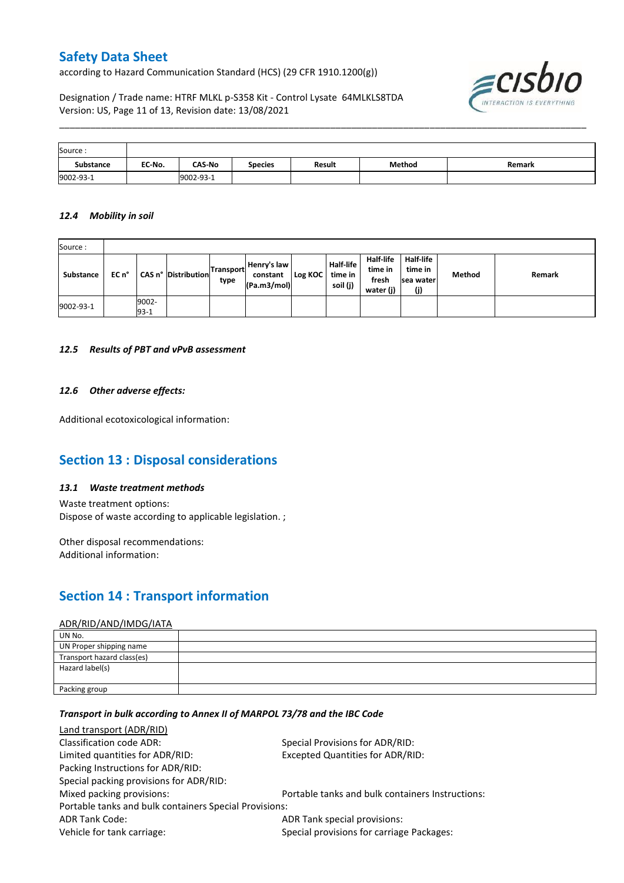| Source : | | | | | | |
|---|---|---|---|---|---|---|
| **Substance** | **EC-No.** | **CAS-No** | **Species** | **Result** | **Method** | **Remark** |
| 9002-93-1 | | 9002-93-1 | | | | |

### *12.4 Mobility in soil*

| Source : | | | | | | | | | | | |
|---|---|---|---|---|---|---|---|---|---|---|---|
| **Substance** | **EC n°** | **CAS n°** | **Distribution** | **Transport type** | **Henry's law constant (Pa.m3/mol)** | **Log KOC** | **Half-life time in soil (j)** | **Half-life time in fresh water (j)** | **Half-life time in sea water (j)** | **Method** | **Remark** |
| 9002-93-1 | | 9002-93-1 | | | | | | | | | |

### *12.5 Results of PBT and vPvB assessment*

### *12.6 Other adverse effects:*

Additional ecotoxicological information:

## Section 13 : Disposal considerations

### *13.1 Waste treatment methods*

Waste treatment options:
Dispose of waste according to applicable legislation. ;

Other disposal recommendations:
Additional information:

## Section 14 : Transport information

ADR/RID/AND/IMDG/IATA

| UN No. | |
|---|---|
| UN Proper shipping name | |
| Transport hazard class(es) | |
| Hazard label(s) | |
| Packing group | |

### *Transport in bulk according to Annex II of MARPOL 73/78 and the IBC Code*

Land transport (ADR/RID)

Classification code ADR:
Special Provisions for ADR/RID:
Limited quantities for ADR/RID:
Excepted Quantities for ADR/RID:
Packing Instructions for ADR/RID:
Special packing provisions for ADR/RID:
Mixed packing provisions:
Portable tanks and bulk containers Instructions:
Portable tanks and bulk containers Special Provisions:
ADR Tank Code:
ADR Tank special provisions:
Vehicle for tank carriage:
Special provisions for carriage Packages: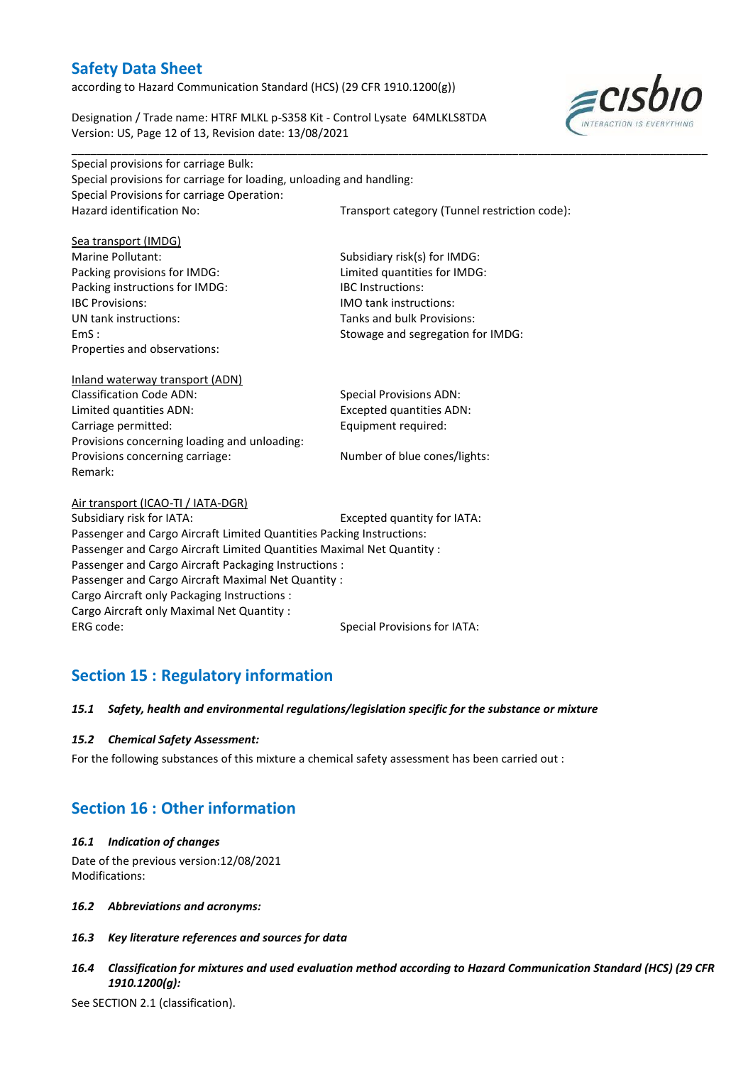Special provisions for carriage Bulk:
Special provisions for carriage for loading, unloading and handling:
Special Provisions for carriage Operation:
Hazard identification No:
Transport category (Tunnel restriction code):

Sea transport (IMDG)
Marine Pollutant:
Subsidiary risk(s) for IMDG:
Packing provisions for IMDG:
Limited quantities for IMDG:
Packing instructions for IMDG:
IBC Instructions:
IBC Provisions:
IMO tank instructions:
UN tank instructions:
Tanks and bulk Provisions:
EmS :
Stowage and segregation for IMDG:
Properties and observations:

Inland waterway transport (ADN)
Classification Code ADN:
Special Provisions ADN:
Limited quantities ADN:
Excepted quantities ADN:
Carriage permitted:
Equipment required:
Provisions concerning loading and unloading:
Provisions concerning carriage:
Number of blue cones/lights:
Remark:

Air transport (ICAO-TI / IATA-DGR)
Subsidiary risk for IATA:
Excepted quantity for IATA:
Passenger and Cargo Aircraft Limited Quantities Packing Instructions:
Passenger and Cargo Aircraft Limited Quantities Maximal Net Quantity :
Passenger and Cargo Aircraft Packaging Instructions :
Passenger and Cargo Aircraft Maximal Net Quantity :
Cargo Aircraft only Packaging Instructions :
Cargo Aircraft only Maximal Net Quantity :
ERG code:
Special Provisions for IATA:

## Section 15 : Regulatory information

#### *15.1 Safety, health and environmental regulations/legislation specific for the substance or mixture*

#### *15.2 Chemical Safety Assessment:*

For the following substances of this mixture a chemical safety assessment has been carried out :

## Section 16 : Other information

#### *16.1 Indication of changes*

Date of the previous version:12/08/2021
Modifications:

#### *16.2 Abbreviations and acronyms:*

#### *16.3 Key literature references and sources for data*

#### *16.4 Classification for mixtures and used evaluation method according to Hazard Communication Standard (HCS) (29 CFR 1910.1200(g):*

See SECTION 2.1 (classification).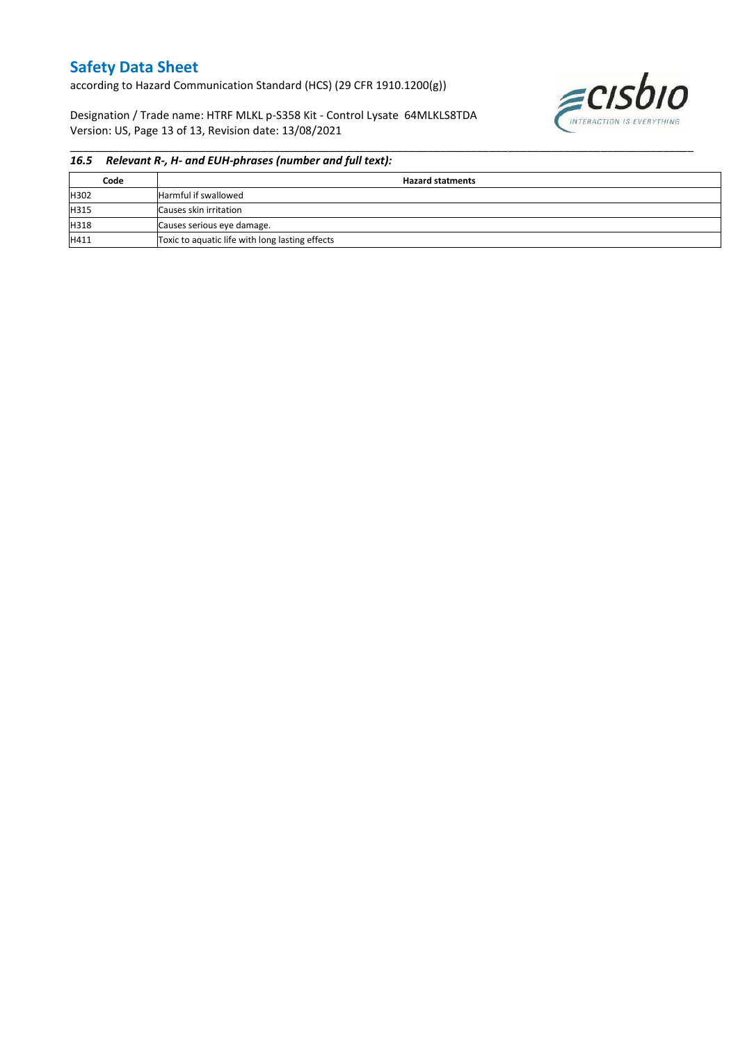### *16.5 Relevant R-, H- and EUH-phrases (number and full text):*

| Code | Hazard statments |
|---|---|
| H302 | Harmful if swallowed |
| H315 | Causes skin irritation |
| H318 | Causes serious eye damage. |
| H411 | Toxic to aquatic life with long lasting effects |